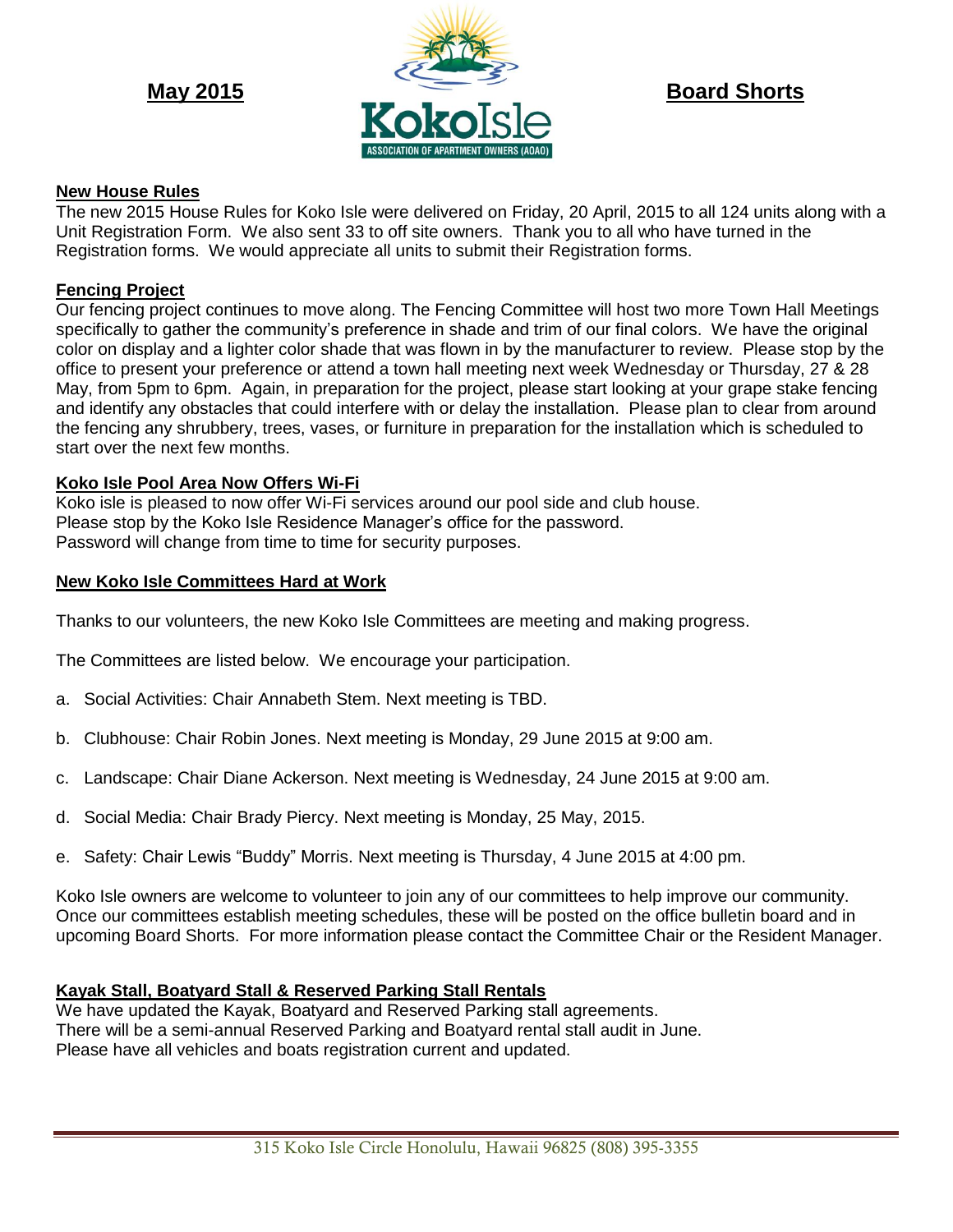**May 2015**

KokoIsle
ASSOCIATION OF APARTMENT OWNERS (AOAO)

**Board Shorts**

## New House Rules

The new 2015 House Rules for Koko Isle were delivered on Friday, 20 April, 2015 to all 124 units along with a Unit Registration Form. We also sent 33 to off site owners. Thank you to all who have turned in the Registration forms. We would appreciate all units to submit their Registration forms.

## Fencing Project

Our fencing project continues to move along. The Fencing Committee will host two more Town Hall Meetings specifically to gather the community's preference in shade and trim of our final colors. We have the original color on display and a lighter color shade that was flown in by the manufacturer to review. Please stop by the office to present your preference or attend a town hall meeting next week Wednesday or Thursday, 27 & 28 May, from 5pm to 6pm. Again, in preparation for the project, please start looking at your grape stake fencing and identify any obstacles that could interfere with or delay the installation. Please plan to clear from around the fencing any shrubbery, trees, vases, or furniture in preparation for the installation which is scheduled to start over the next few months.

## Koko Isle Pool Area Now Offers Wi-Fi

Koko isle is pleased to now offer Wi-Fi services around our pool side and club house.
Please stop by the Koko Isle Residence Manager's office for the password.
Password will change from time to time for security purposes.

## New Koko Isle Committees Hard at Work

Thanks to our volunteers, the new Koko Isle Committees are meeting and making progress.

The Committees are listed below. We encourage your participation.

a. Social Activities: Chair Annabeth Stem. Next meeting is TBD.

b. Clubhouse: Chair Robin Jones. Next meeting is Monday, 29 June 2015 at 9:00 am.

c. Landscape: Chair Diane Ackerson. Next meeting is Wednesday, 24 June 2015 at 9:00 am.

d. Social Media: Chair Brady Piercy. Next meeting is Monday, 25 May, 2015.

e. Safety: Chair Lewis "Buddy" Morris. Next meeting is Thursday, 4 June 2015 at 4:00 pm.

Koko Isle owners are welcome to volunteer to join any of our committees to help improve our community. Once our committees establish meeting schedules, these will be posted on the office bulletin board and in upcoming Board Shorts. For more information please contact the Committee Chair or the Resident Manager.

## Kayak Stall, Boatyard Stall & Reserved Parking Stall Rentals

We have updated the Kayak, Boatyard and Reserved Parking stall agreements.
There will be a semi-annual Reserved Parking and Boatyard rental stall audit in June.
Please have all vehicles and boats registration current and updated.

315 Koko Isle Circle Honolulu, Hawaii 96825 (808) 395-3355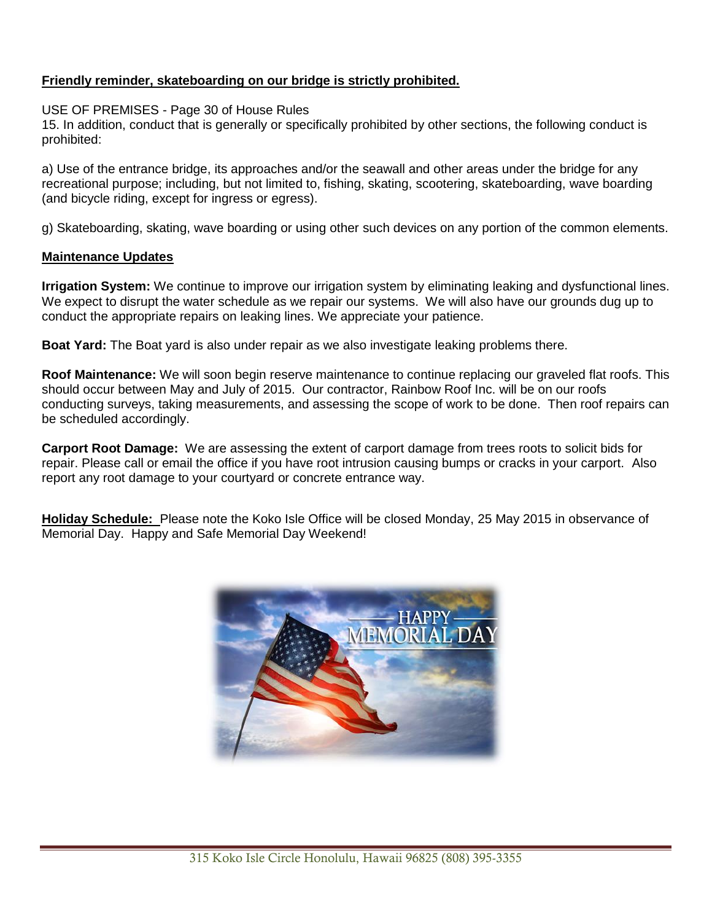**Friendly reminder, skateboarding on our bridge is strictly prohibited.**

USE OF PREMISES - Page 30 of House Rules

15. In addition, conduct that is generally or specifically prohibited by other sections, the following conduct is prohibited:

a) Use of the entrance bridge, its approaches and/or the seawall and other areas under the bridge for any recreational purpose; including, but not limited to, fishing, skating, scootering, skateboarding, wave boarding (and bicycle riding, except for ingress or egress).

g) Skateboarding, skating, wave boarding or using other such devices on any portion of the common elements.

**Maintenance Updates**

**Irrigation System:** We continue to improve our irrigation system by eliminating leaking and dysfunctional lines. We expect to disrupt the water schedule as we repair our systems. We will also have our grounds dug up to conduct the appropriate repairs on leaking lines. We appreciate your patience.

**Boat Yard:** The Boat yard is also under repair as we also investigate leaking problems there.

**Roof Maintenance:** We will soon begin reserve maintenance to continue replacing our graveled flat roofs. This should occur between May and July of 2015. Our contractor, Rainbow Roof Inc. will be on our roofs conducting surveys, taking measurements, and assessing the scope of work to be done. Then roof repairs can be scheduled accordingly.

**Carport Root Damage:** We are assessing the extent of carport damage from trees roots to solicit bids for repair. Please call or email the office if you have root intrusion causing bumps or cracks in your carport. Also report any root damage to your courtyard or concrete entrance way.

**Holiday Schedule:** Please note the Koko Isle Office will be closed Monday, 25 May 2015 in observance of Memorial Day. Happy and Safe Memorial Day Weekend!

HAPPY MEMORIAL DAY

315 Koko Isle Circle Honolulu, Hawaii 96825 (808) 395-3355